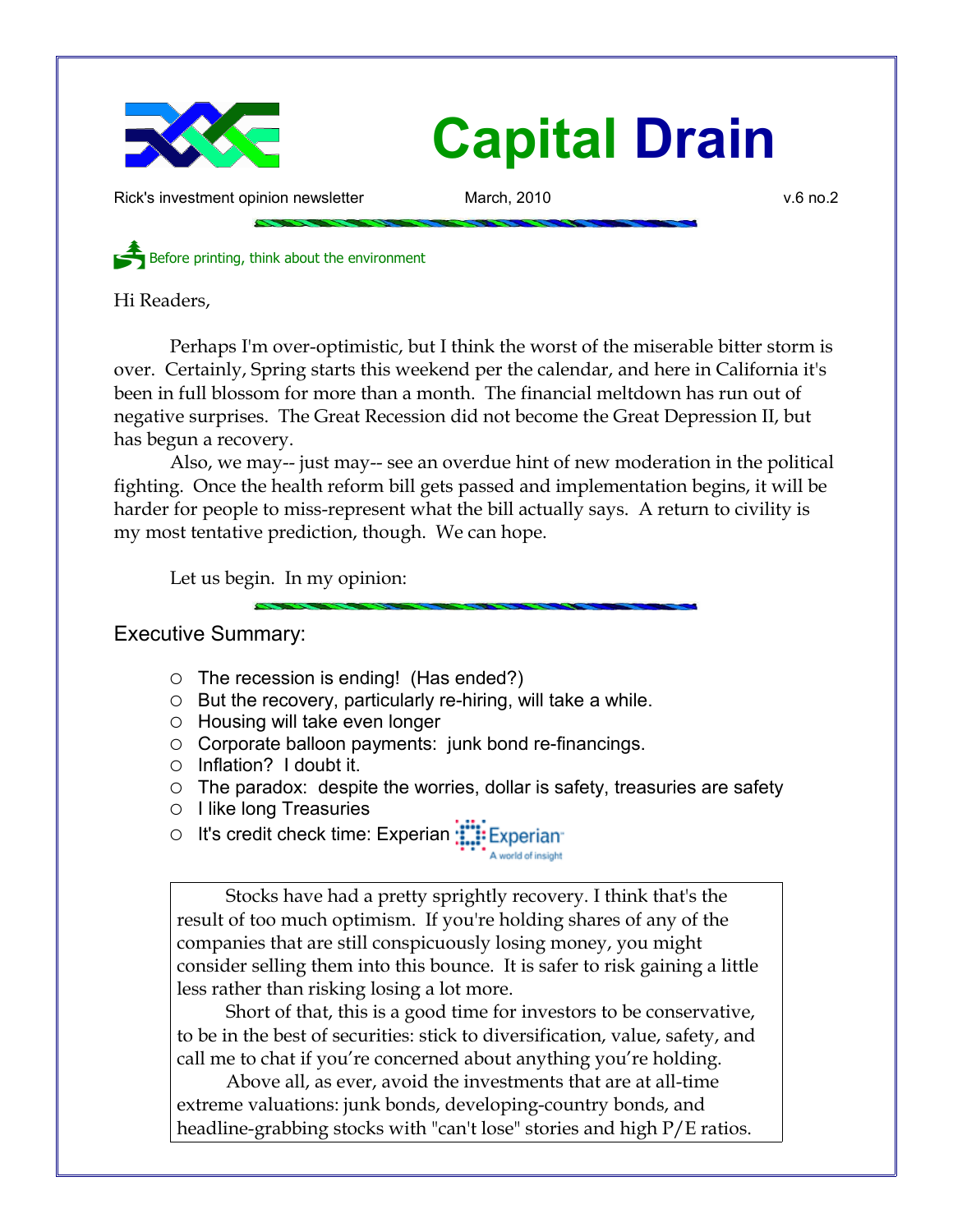# Capital Drain

Rick's investment opinion newsletter March, 2010 v.6 no.2

Before printing, think about the environment

Hi Readers,

Perhaps I'm over-optimistic, but I think the worst of the miserable bitter storm is over. Certainly, Spring starts this weekend per the calendar, and here in California it's been in full blossom for more than a month. The financial meltdown has run out of negative surprises. The Great Recession did not become the Great Depression II, but has begun a recovery.

Also, we may-- just may-- see an overdue hint of new moderation in the political fighting. Once the health reform bill gets passed and implementation begins, it will be harder for people to miss-represent what the bill actually says. A return to civility is my most tentative prediction, though. We can hope.

Let us begin. In my opinion:

## Executive Summary:

- The recession is ending! (Has ended?)
- But the recovery, particularly re-hiring, will take a while.
- Housing will take even longer
- Corporate balloon payments: junk bond re-financings.
- Inflation? I doubt it.
- The paradox: despite the worries, dollar is safety, treasuries are safety
- I like long Treasuries
- It's credit check time: Experian

Stocks have had a pretty sprightly recovery. I think that's the result of too much optimism. If you're holding shares of any of the companies that are still conspicuously losing money, you might consider selling them into this bounce. It is safer to risk gaining a little less rather than risking losing a lot more.

Short of that, this is a good time for investors to be conservative, to be in the best of securities: stick to diversification, value, safety, and call me to chat if you're concerned about anything you're holding.

Above all, as ever, avoid the investments that are at all-time extreme valuations: junk bonds, developing-country bonds, and headline-grabbing stocks with "can't lose" stories and high P/E ratios.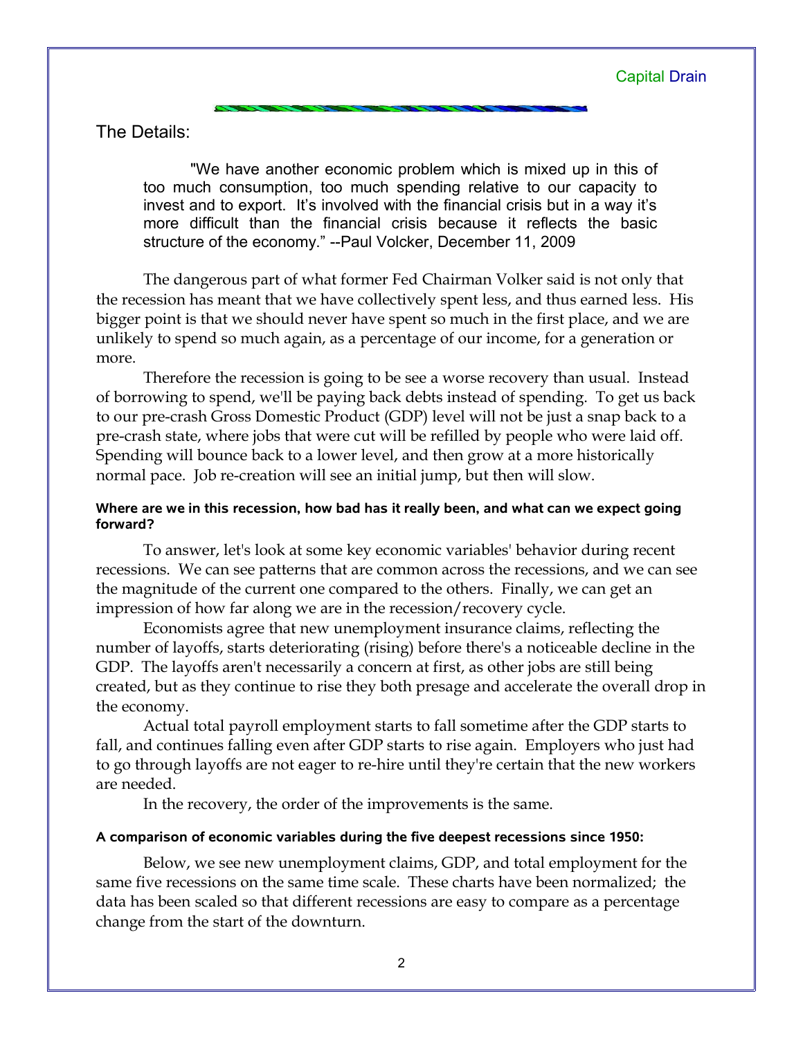## The Details:

> "We have another economic problem which is mixed up in this of too much consumption, too much spending relative to our capacity to invest and to export. It's involved with the financial crisis but in a way it's more difficult than the financial crisis because it reflects the basic structure of the economy." --Paul Volcker, December 11, 2009

The dangerous part of what former Fed Chairman Volker said is not only that the recession has meant that we have collectively spent less, and thus earned less. His bigger point is that we should never have spent so much in the first place, and we are unlikely to spend so much again, as a percentage of our income, for a generation or more.

Therefore the recession is going to be see a worse recovery than usual. Instead of borrowing to spend, we'll be paying back debts instead of spending. To get us back to our pre-crash Gross Domestic Product (GDP) level will not be just a snap back to a pre-crash state, where jobs that were cut will be refilled by people who were laid off. Spending will bounce back to a lower level, and then grow at a more historically normal pace. Job re-creation will see an initial jump, but then will slow.

### Where are we in this recession, how bad has it really been, and what can we expect going forward?

To answer, let's look at some key economic variables' behavior during recent recessions. We can see patterns that are common across the recessions, and we can see the magnitude of the current one compared to the others. Finally, we can get an impression of how far along we are in the recession/recovery cycle.

Economists agree that new unemployment insurance claims, reflecting the number of layoffs, starts deteriorating (rising) before there's a noticeable decline in the GDP. The layoffs aren't necessarily a concern at first, as other jobs are still being created, but as they continue to rise they both presage and accelerate the overall drop in the economy.

Actual total payroll employment starts to fall sometime after the GDP starts to fall, and continues falling even after GDP starts to rise again. Employers who just had to go through layoffs are not eager to re-hire until they're certain that the new workers are needed.

In the recovery, the order of the improvements is the same.

### A comparison of economic variables during the five deepest recessions since 1950:

Below, we see new unemployment claims, GDP, and total employment for the same five recessions on the same time scale. These charts have been normalized; the data has been scaled so that different recessions are easy to compare as a percentage change from the start of the downturn.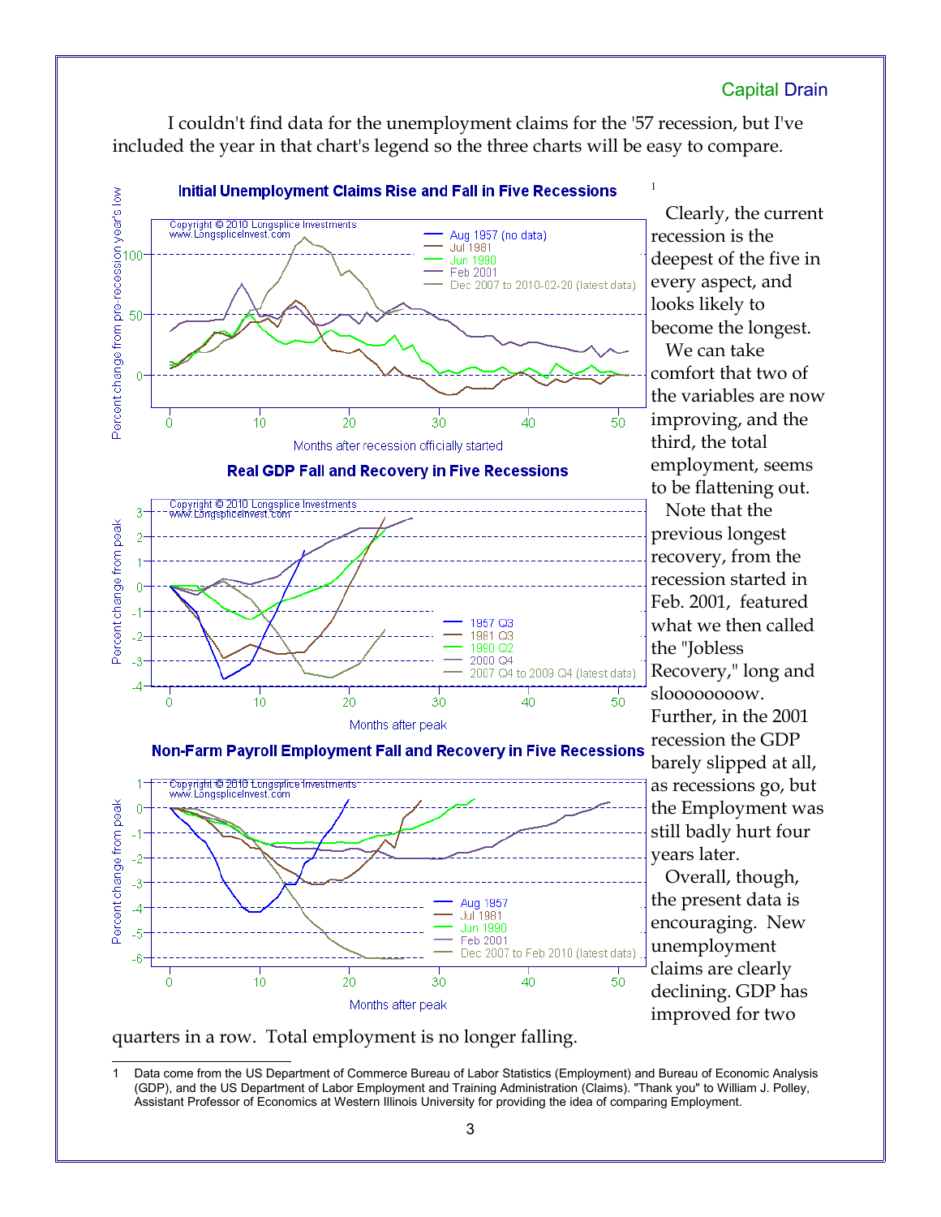I couldn't find data for the unemployment claims for the '57 recession, but I've included the year in that chart's legend so the three charts will be easy to compare.

**Initial Unemployment Claims Rise and Fall in Five Recessions**[1]

**Real GDP Fall and Recovery in Five Recessions**

**Non-Farm Payroll Employment Fall and Recovery in Five Recessions**

Clearly, the current recession is the deepest of the five in every aspect, and looks likely to become the longest.

We can take comfort that two of the variables are now improving, and the third, the total employment, seems to be flattening out.

Note that the previous longest recovery, from the recession started in Feb. 2001, featured what we then called the "Jobless Recovery," long and slooooooooow. Further, in the 2001 recession the GDP barely slipped at all, as recessions go, but the Employment was still badly hurt four years later.

Overall, though, the present data is encouraging. New unemployment claims are clearly declining. GDP has improved for two quarters in a row. Total employment is no longer falling.

---

1 Data come from the US Department of Commerce Bureau of Labor Statistics (Employment) and Bureau of Economic Analysis (GDP), and the US Department of Labor Employment and Training Administration (Claims). "Thank you" to William J. Polley, Assistant Professor of Economics at Western Illinois University for providing the idea of comparing Employment.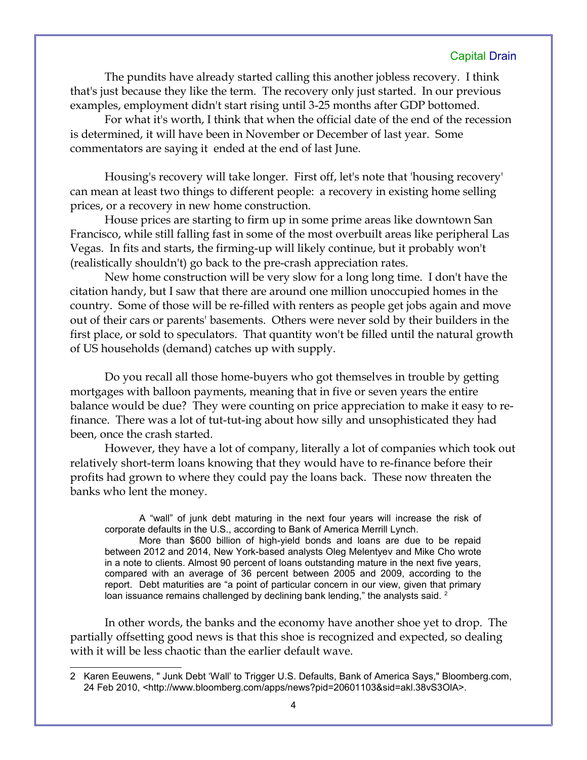The pundits have already started calling this another jobless recovery. I think that's just because they like the term. The recovery only just started. In our previous examples, employment didn't start rising until 3-25 months after GDP bottomed.

For what it's worth, I think that when the official date of the end of the recession is determined, it will have been in November or December of last year. Some commentators are saying it ended at the end of last June.

Housing's recovery will take longer. First off, let's note that 'housing recovery' can mean at least two things to different people: a recovery in existing home selling prices, or a recovery in new home construction.

House prices are starting to firm up in some prime areas like downtown San Francisco, while still falling fast in some of the most overbuilt areas like peripheral Las Vegas. In fits and starts, the firming-up will likely continue, but it probably won't (realistically shouldn't) go back to the pre-crash appreciation rates.

New home construction will be very slow for a long long time. I don't have the citation handy, but I saw that there are around one million unoccupied homes in the country. Some of those will be re-filled with renters as people get jobs again and move out of their cars or parents' basements. Others were never sold by their builders in the first place, or sold to speculators. That quantity won't be filled until the natural growth of US households (demand) catches up with supply.

Do you recall all those home-buyers who got themselves in trouble by getting mortgages with balloon payments, meaning that in five or seven years the entire balance would be due? They were counting on price appreciation to make it easy to re-finance. There was a lot of tut-tut-ing about how silly and unsophisticated they had been, once the crash started.

However, they have a lot of company, literally a lot of companies which took out relatively short-term loans knowing that they would have to re-finance before their profits had grown to where they could pay the loans back. These now threaten the banks who lent the money.

> A "wall" of junk debt maturing in the next four years will increase the risk of corporate defaults in the U.S., according to Bank of America Merrill Lynch.
>
> More than $600 billion of high-yield bonds and loans are due to be repaid between 2012 and 2014, New York-based analysts Oleg Melentyev and Mike Cho wrote in a note to clients. Almost 90 percent of loans outstanding mature in the next five years, compared with an average of 36 percent between 2005 and 2009, according to the report. Debt maturities are "a point of particular concern in our view, given that primary loan issuance remains challenged by declining bank lending," the analysts said. [2]

In other words, the banks and the economy have another shoe yet to drop. The partially offsetting good news is that this shoe is recognized and expected, so dealing with it will be less chaotic than the earlier default wave.

---

2 Karen Eeuwens, " Junk Debt 'Wall' to Trigger U.S. Defaults, Bank of America Says," Bloomberg.com, 24 Feb 2010, <http://www.bloomberg.com/apps/news?pid=20601103&sid=akl.38vS3OlA>.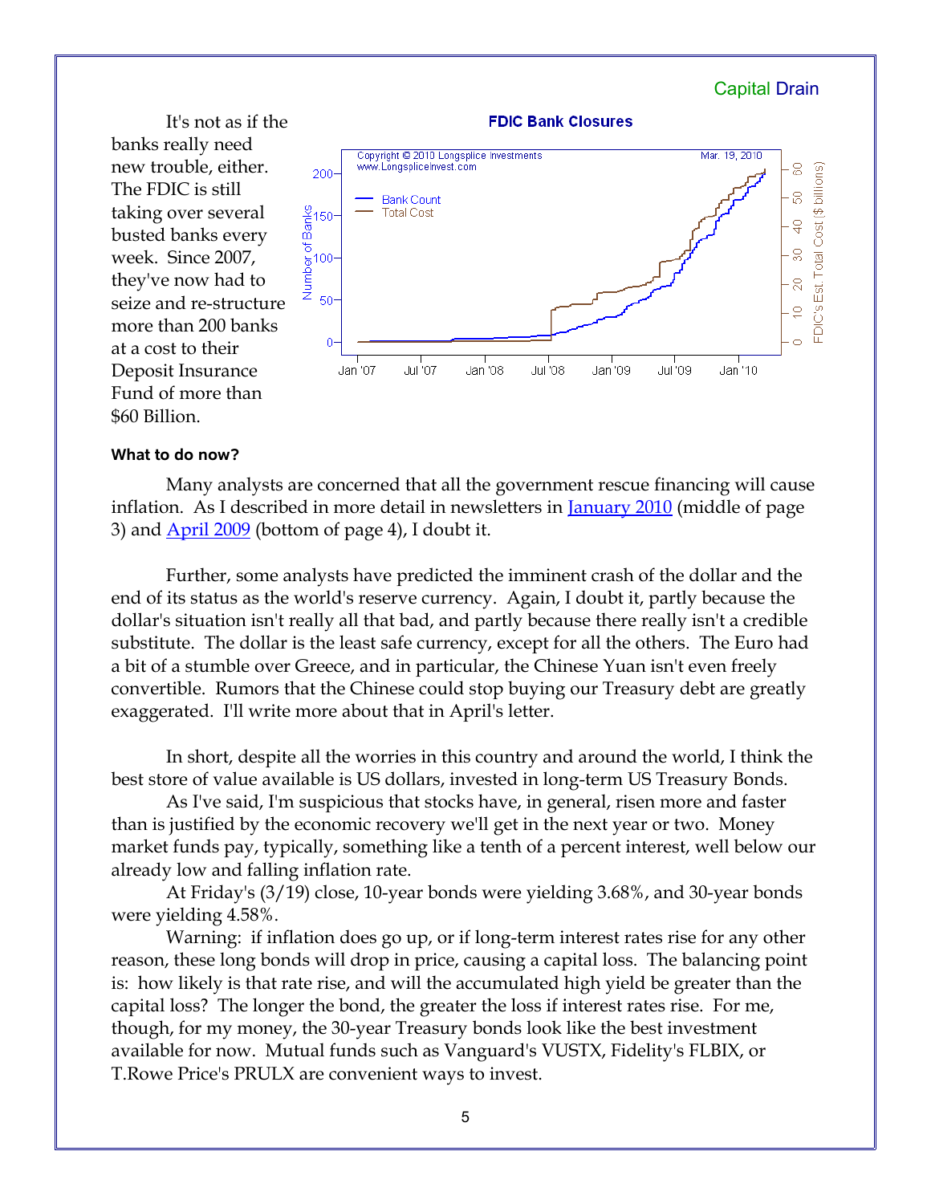It's not as if the banks really need new trouble, either. The FDIC is still taking over several busted banks every week. Since 2007, they've now had to seize and re-structure more than 200 banks at a cost to their Deposit Insurance Fund of more than $60 Billion.

### What to do now?

Many analysts are concerned that all the government rescue financing will cause inflation. As I described in more detail in newsletters in January 2010 (middle of page 3) and April 2009 (bottom of page 4), I doubt it.

Further, some analysts have predicted the imminent crash of the dollar and the end of its status as the world's reserve currency. Again, I doubt it, partly because the dollar's situation isn't really all that bad, and partly because there really isn't a credible substitute. The dollar is the least safe currency, except for all the others. The Euro had a bit of a stumble over Greece, and in particular, the Chinese Yuan isn't even freely convertible. Rumors that the Chinese could stop buying our Treasury debt are greatly exaggerated. I'll write more about that in April's letter.

In short, despite all the worries in this country and around the world, I think the best store of value available is US dollars, invested in long-term US Treasury Bonds.

As I've said, I'm suspicious that stocks have, in general, risen more and faster than is justified by the economic recovery we'll get in the next year or two. Money market funds pay, typically, something like a tenth of a percent interest, well below our already low and falling inflation rate.

At Friday's (3/19) close, 10-year bonds were yielding 3.68%, and 30-year bonds were yielding 4.58%.

Warning: if inflation does go up, or if long-term interest rates rise for any other reason, these long bonds will drop in price, causing a capital loss. The balancing point is: how likely is that rate rise, and will the accumulated high yield be greater than the capital loss? The longer the bond, the greater the loss if interest rates rise. For me, though, for my money, the 30-year Treasury bonds look like the best investment available for now. Mutual funds such as Vanguard's VUSTX, Fidelity's FLBIX, or T.Rowe Price's PRULX are convenient ways to invest.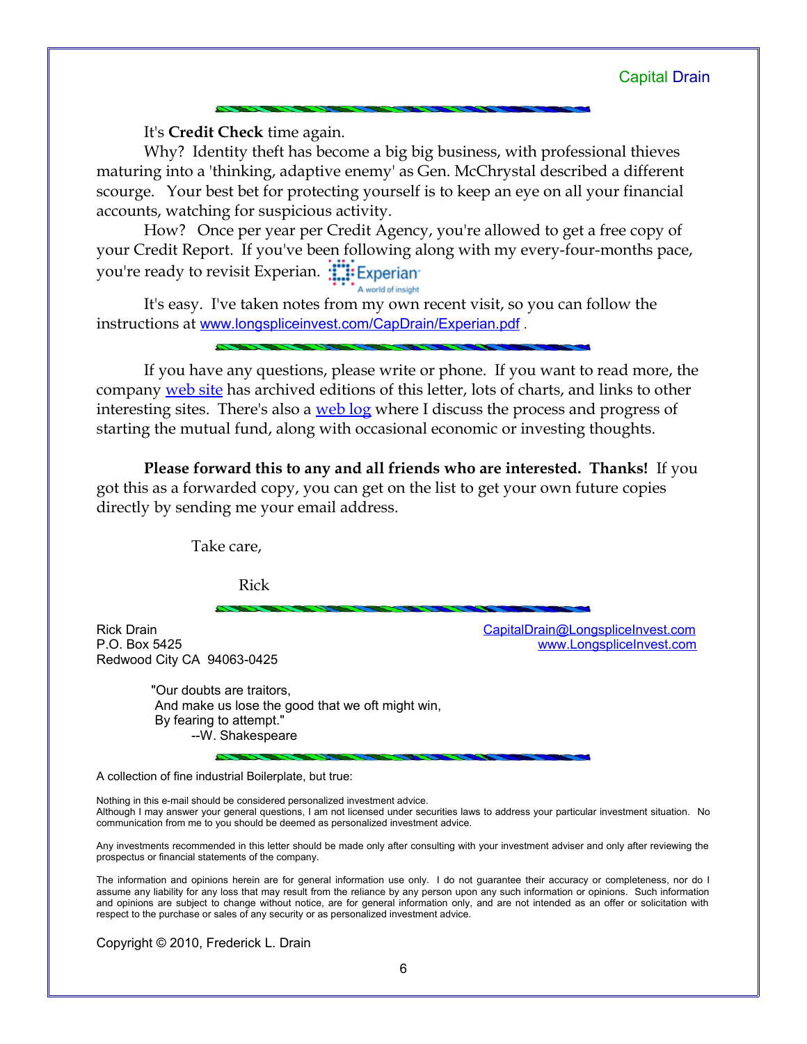It's **Credit Check** time again.

Why? Identity theft has become a big big business, with professional thieves maturing into a 'thinking, adaptive enemy' as Gen. McChrystal described a different scourge. Your best bet for protecting yourself is to keep an eye on all your financial accounts, watching for suspicious activity.

How? Once per year per Credit Agency, you're allowed to get a free copy of your Credit Report. If you've been following along with my every-four-months pace, you're ready to revisit Experian. Experian A world of insight

It's easy. I've taken notes from my own recent visit, so you can follow the instructions at www.longspliceinvest.com/CapDrain/Experian.pdf .

---

If you have any questions, please write or phone. If you want to read more, the company web site has archived editions of this letter, lots of charts, and links to other interesting sites. There's also a web log where I discuss the process and progress of starting the mutual fund, along with occasional economic or investing thoughts.

**Please forward this to any and all friends who are interested. Thanks!** If you got this as a forwarded copy, you can get on the list to get your own future copies directly by sending me your email address.

Take care,

Rick

---

Rick Drain
P.O. Box 5425
Redwood City CA 94063-0425

CapitalDrain@LongspliceInvest.com
www.LongspliceInvest.com

"Our doubts are traitors,
And make us lose the good that we oft might win,
By fearing to attempt."
--W. Shakespeare

---

A collection of fine industrial Boilerplate, but true:

Nothing in this e-mail should be considered personalized investment advice.
Although I may answer your general questions, I am not licensed under securities laws to address your particular investment situation. No communication from me to you should be deemed as personalized investment advice.

Any investments recommended in this letter should be made only after consulting with your investment adviser and only after reviewing the prospectus or financial statements of the company.

The information and opinions herein are for general information use only. I do not guarantee their accuracy or completeness, nor do I assume any liability for any loss that may result from the reliance by any person upon any such information or opinions. Such information and opinions are subject to change without notice, are for general information only, and are not intended as an offer or solicitation with respect to the purchase or sales of any security or as personalized investment advice.

Copyright © 2010, Frederick L. Drain